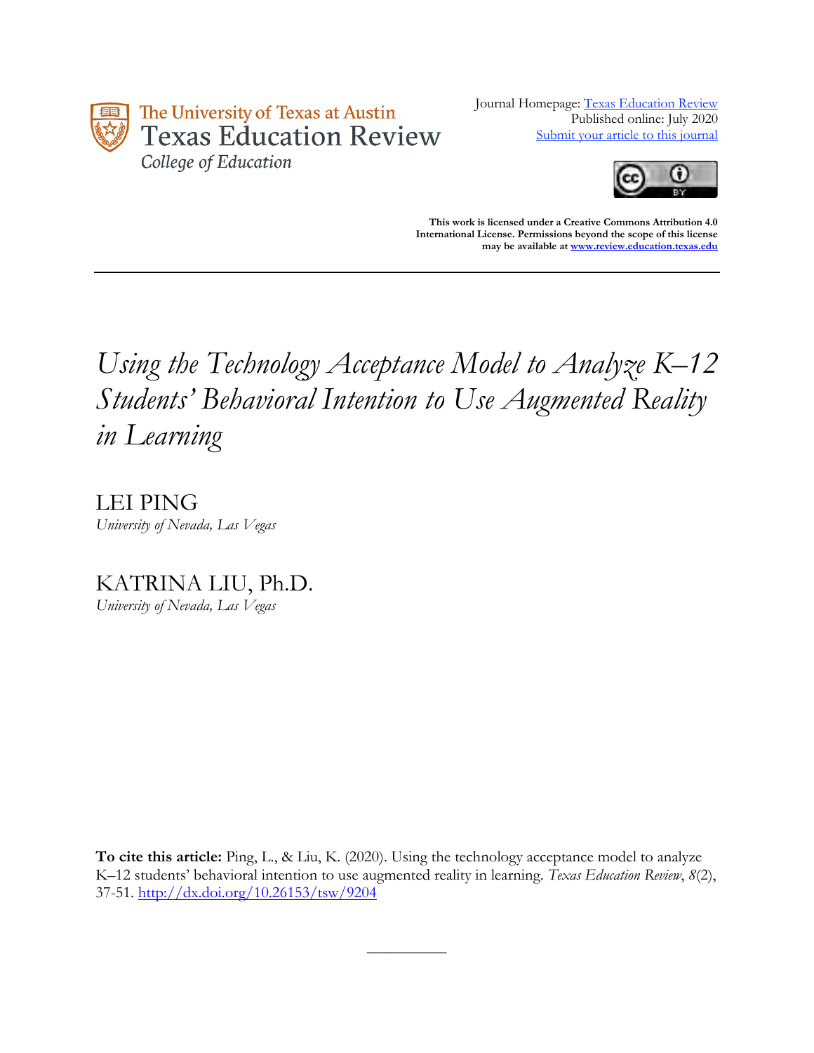The University of Texas at Austin
Texas Education Review
College of Education

Journal Homepage: [Texas Education Review](#)
Published online: July 2020
[Submit your article to this journal](#)

**This work is licensed under a Creative Commons Attribution 4.0 International License. Permissions beyond the scope of this license may be available at [www.review.education.texas.edu](http://www.review.education.texas.edu)**

---

# *Using the Technology Acceptance Model to Analyze K–12 Students' Behavioral Intention to Use Augmented Reality in Learning*

LEI PING
*University of Nevada, Las Vegas*

KATRINA LIU, Ph.D.
*University of Nevada, Las Vegas*

**To cite this article:** Ping, L., & Liu, K. (2020). Using the technology acceptance model to analyze K–12 students' behavioral intention to use augmented reality in learning. *Texas Education Review*, *8*(2), 37-51. [http://dx.doi.org/10.26153/tsw/9204](http://dx.doi.org/10.26153/tsw/9204)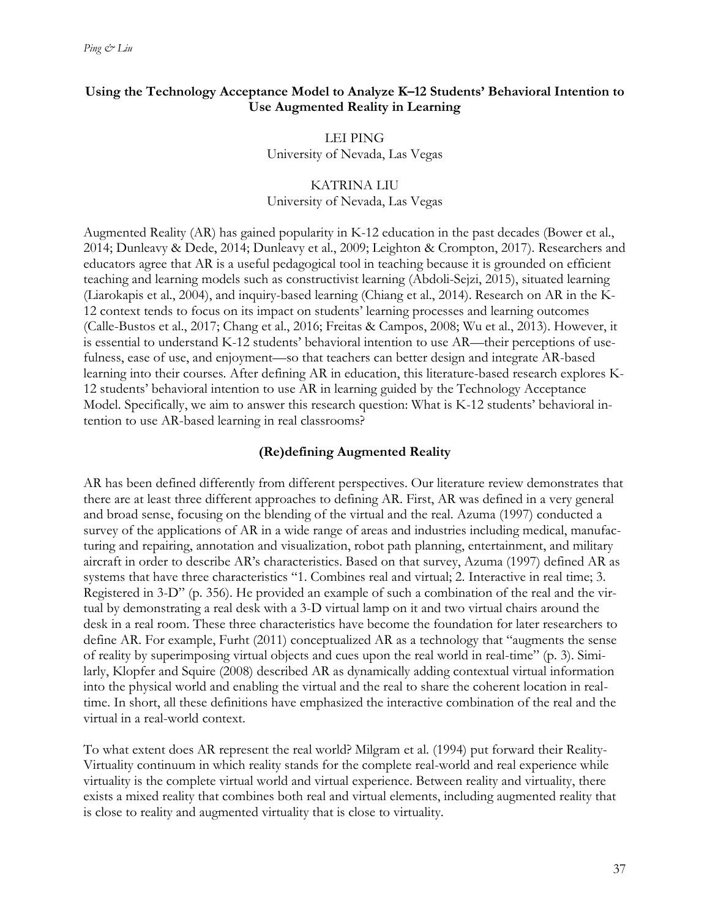## Using the Technology Acceptance Model to Analyze K–12 Students' Behavioral Intention to Use Augmented Reality in Learning

LEI PING
University of Nevada, Las Vegas

KATRINA LIU
University of Nevada, Las Vegas

Augmented Reality (AR) has gained popularity in K-12 education in the past decades (Bower et al., 2014; Dunleavy & Dede, 2014; Dunleavy et al., 2009; Leighton & Crompton, 2017). Researchers and educators agree that AR is a useful pedagogical tool in teaching because it is grounded on efficient teaching and learning models such as constructivist learning (Abdoli-Sejzi, 2015), situated learning (Liarokapis et al., 2004), and inquiry-based learning (Chiang et al., 2014). Research on AR in the K-12 context tends to focus on its impact on students' learning processes and learning outcomes (Calle-Bustos et al., 2017; Chang et al., 2016; Freitas & Campos, 2008; Wu et al., 2013). However, it is essential to understand K-12 students' behavioral intention to use AR—their perceptions of usefulness, ease of use, and enjoyment—so that teachers can better design and integrate AR-based learning into their courses. After defining AR in education, this literature-based research explores K-12 students' behavioral intention to use AR in learning guided by the Technology Acceptance Model. Specifically, we aim to answer this research question: What is K-12 students' behavioral intention to use AR-based learning in real classrooms?

### (Re)defining Augmented Reality

AR has been defined differently from different perspectives. Our literature review demonstrates that there are at least three different approaches to defining AR. First, AR was defined in a very general and broad sense, focusing on the blending of the virtual and the real. Azuma (1997) conducted a survey of the applications of AR in a wide range of areas and industries including medical, manufacturing and repairing, annotation and visualization, robot path planning, entertainment, and military aircraft in order to describe AR's characteristics. Based on that survey, Azuma (1997) defined AR as systems that have three characteristics "1. Combines real and virtual; 2. Interactive in real time; 3. Registered in 3-D" (p. 356). He provided an example of such a combination of the real and the virtual by demonstrating a real desk with a 3-D virtual lamp on it and two virtual chairs around the desk in a real room. These three characteristics have become the foundation for later researchers to define AR. For example, Furht (2011) conceptualized AR as a technology that "augments the sense of reality by superimposing virtual objects and cues upon the real world in real-time" (p. 3). Similarly, Klopfer and Squire (2008) described AR as dynamically adding contextual virtual information into the physical world and enabling the virtual and the real to share the coherent location in real-time. In short, all these definitions have emphasized the interactive combination of the real and the virtual in a real-world context.

To what extent does AR represent the real world? Milgram et al. (1994) put forward their Reality-Virtuality continuum in which reality stands for the complete real-world and real experience while virtuality is the complete virtual world and virtual experience. Between reality and virtuality, there exists a mixed reality that combines both real and virtual elements, including augmented reality that is close to reality and augmented virtuality that is close to virtuality.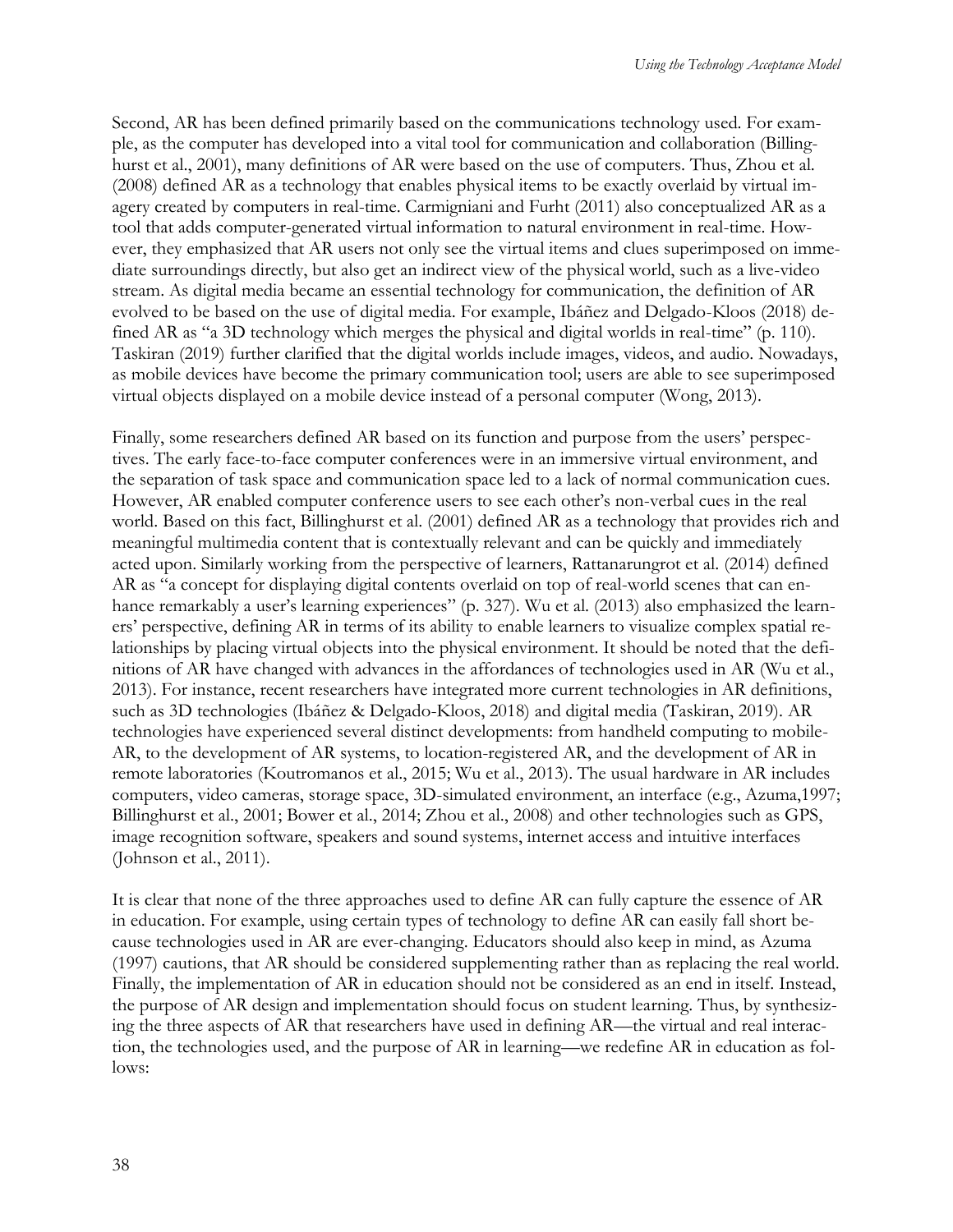Second, AR has been defined primarily based on the communications technology used. For example, as the computer has developed into a vital tool for communication and collaboration (Billinghurst et al., 2001), many definitions of AR were based on the use of computers. Thus, Zhou et al. (2008) defined AR as a technology that enables physical items to be exactly overlaid by virtual imagery created by computers in real-time. Carmigniani and Furht (2011) also conceptualized AR as a tool that adds computer-generated virtual information to natural environment in real-time. However, they emphasized that AR users not only see the virtual items and clues superimposed on immediate surroundings directly, but also get an indirect view of the physical world, such as a live-video stream. As digital media became an essential technology for communication, the definition of AR evolved to be based on the use of digital media. For example, Ibáñez and Delgado-Kloos (2018) defined AR as "a 3D technology which merges the physical and digital worlds in real-time" (p. 110). Taskiran (2019) further clarified that the digital worlds include images, videos, and audio. Nowadays, as mobile devices have become the primary communication tool; users are able to see superimposed virtual objects displayed on a mobile device instead of a personal computer (Wong, 2013).

Finally, some researchers defined AR based on its function and purpose from the users' perspectives. The early face-to-face computer conferences were in an immersive virtual environment, and the separation of task space and communication space led to a lack of normal communication cues. However, AR enabled computer conference users to see each other's non-verbal cues in the real world. Based on this fact, Billinghurst et al. (2001) defined AR as a technology that provides rich and meaningful multimedia content that is contextually relevant and can be quickly and immediately acted upon. Similarly working from the perspective of learners, Rattanarungrot et al. (2014) defined AR as "a concept for displaying digital contents overlaid on top of real-world scenes that can enhance remarkably a user's learning experiences" (p. 327). Wu et al. (2013) also emphasized the learners' perspective, defining AR in terms of its ability to enable learners to visualize complex spatial relationships by placing virtual objects into the physical environment. It should be noted that the definitions of AR have changed with advances in the affordances of technologies used in AR (Wu et al., 2013). For instance, recent researchers have integrated more current technologies in AR definitions, such as 3D technologies (Ibáñez & Delgado-Kloos, 2018) and digital media (Taskiran, 2019). AR technologies have experienced several distinct developments: from handheld computing to mobile-AR, to the development of AR systems, to location-registered AR, and the development of AR in remote laboratories (Koutromanos et al., 2015; Wu et al., 2013). The usual hardware in AR includes computers, video cameras, storage space, 3D-simulated environment, an interface (e.g., Azuma,1997; Billinghurst et al., 2001; Bower et al., 2014; Zhou et al., 2008) and other technologies such as GPS, image recognition software, speakers and sound systems, internet access and intuitive interfaces (Johnson et al., 2011).

It is clear that none of the three approaches used to define AR can fully capture the essence of AR in education. For example, using certain types of technology to define AR can easily fall short because technologies used in AR are ever-changing. Educators should also keep in mind, as Azuma (1997) cautions, that AR should be considered supplementing rather than as replacing the real world. Finally, the implementation of AR in education should not be considered as an end in itself. Instead, the purpose of AR design and implementation should focus on student learning. Thus, by synthesizing the three aspects of AR that researchers have used in defining AR—the virtual and real interaction, the technologies used, and the purpose of AR in learning—we redefine AR in education as follows: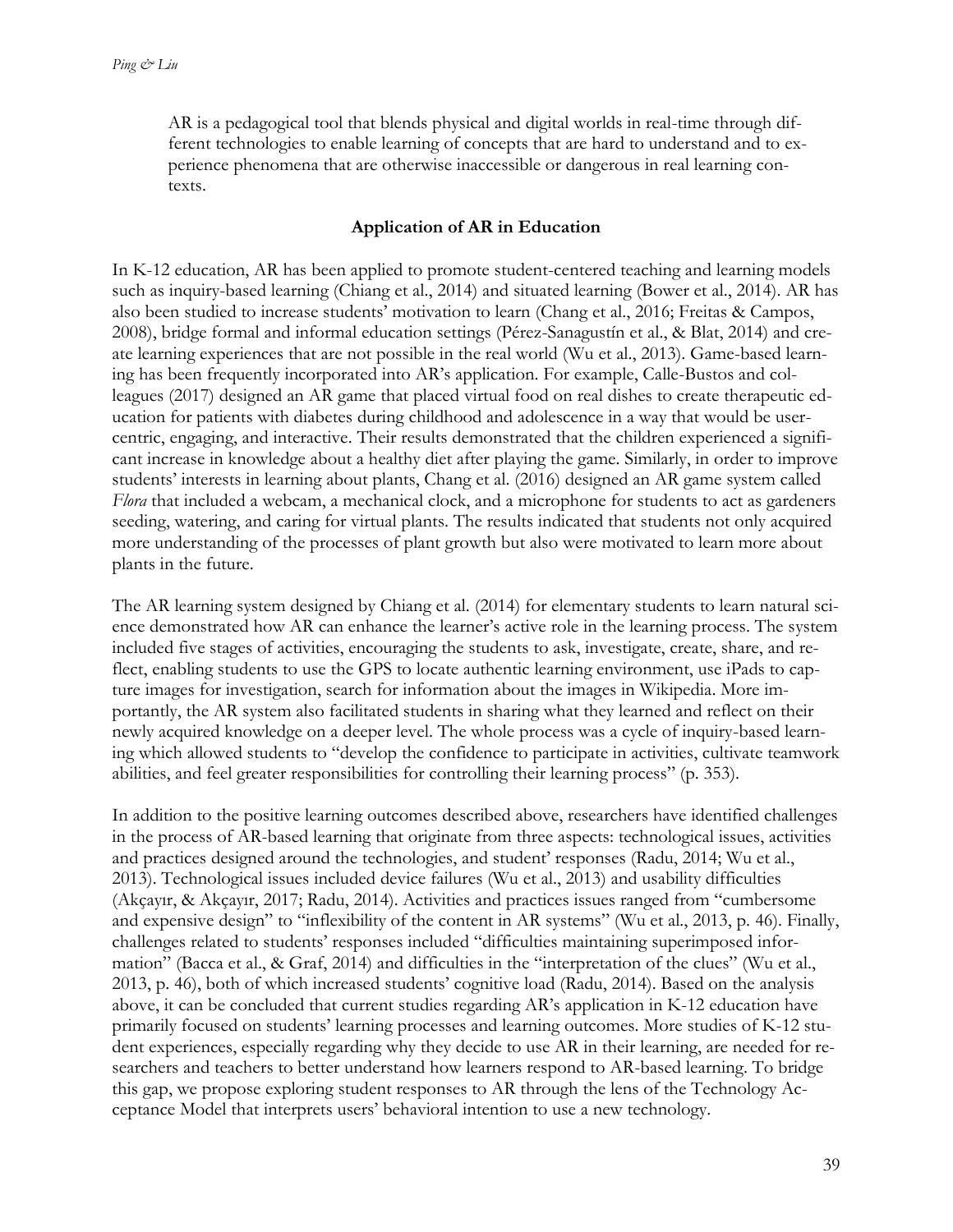> AR is a pedagogical tool that blends physical and digital worlds in real-time through different technologies to enable learning of concepts that are hard to understand and to experience phenomena that are otherwise inaccessible or dangerous in real learning contexts.

## Application of AR in Education

In K-12 education, AR has been applied to promote student-centered teaching and learning models such as inquiry-based learning (Chiang et al., 2014) and situated learning (Bower et al., 2014). AR has also been studied to increase students' motivation to learn (Chang et al., 2016; Freitas & Campos, 2008), bridge formal and informal education settings (Pérez-Sanagustín et al., & Blat, 2014) and create learning experiences that are not possible in the real world (Wu et al., 2013). Game-based learning has been frequently incorporated into AR's application. For example, Calle-Bustos and colleagues (2017) designed an AR game that placed virtual food on real dishes to create therapeutic education for patients with diabetes during childhood and adolescence in a way that would be user-centric, engaging, and interactive. Their results demonstrated that the children experienced a significant increase in knowledge about a healthy diet after playing the game. Similarly, in order to improve students' interests in learning about plants, Chang et al. (2016) designed an AR game system called *Flora* that included a webcam, a mechanical clock, and a microphone for students to act as gardeners seeding, watering, and caring for virtual plants. The results indicated that students not only acquired more understanding of the processes of plant growth but also were motivated to learn more about plants in the future.

The AR learning system designed by Chiang et al. (2014) for elementary students to learn natural science demonstrated how AR can enhance the learner's active role in the learning process. The system included five stages of activities, encouraging the students to ask, investigate, create, share, and reflect, enabling students to use the GPS to locate authentic learning environment, use iPads to capture images for investigation, search for information about the images in Wikipedia. More importantly, the AR system also facilitated students in sharing what they learned and reflect on their newly acquired knowledge on a deeper level. The whole process was a cycle of inquiry-based learning which allowed students to "develop the confidence to participate in activities, cultivate teamwork abilities, and feel greater responsibilities for controlling their learning process" (p. 353).

In addition to the positive learning outcomes described above, researchers have identified challenges in the process of AR-based learning that originate from three aspects: technological issues, activities and practices designed around the technologies, and student' responses (Radu, 2014; Wu et al., 2013). Technological issues included device failures (Wu et al., 2013) and usability difficulties (Akçayır, & Akçayır, 2017; Radu, 2014). Activities and practices issues ranged from "cumbersome and expensive design" to "inflexibility of the content in AR systems" (Wu et al., 2013, p. 46). Finally, challenges related to students' responses included "difficulties maintaining superimposed information" (Bacca et al., & Graf, 2014) and difficulties in the "interpretation of the clues" (Wu et al., 2013, p. 46), both of which increased students' cognitive load (Radu, 2014). Based on the analysis above, it can be concluded that current studies regarding AR's application in K-12 education have primarily focused on students' learning processes and learning outcomes. More studies of K-12 student experiences, especially regarding why they decide to use AR in their learning, are needed for researchers and teachers to better understand how learners respond to AR-based learning. To bridge this gap, we propose exploring student responses to AR through the lens of the Technology Acceptance Model that interprets users' behavioral intention to use a new technology.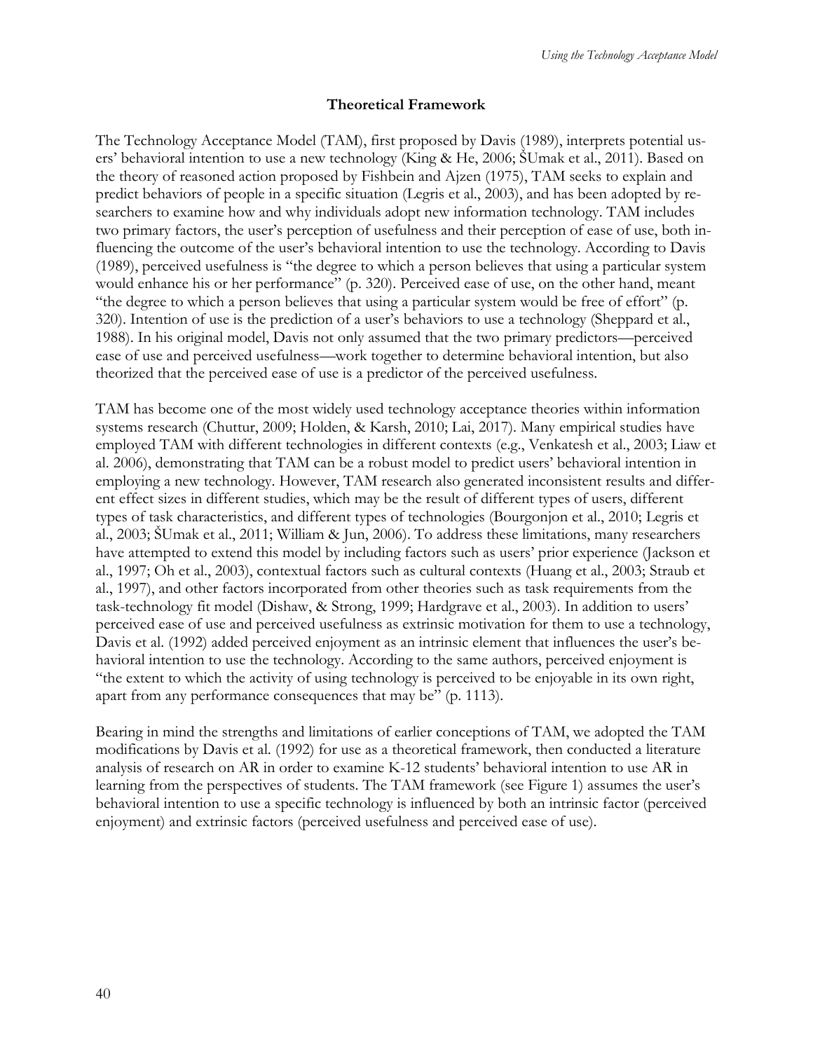## Theoretical Framework

The Technology Acceptance Model (TAM), first proposed by Davis (1989), interprets potential users' behavioral intention to use a new technology (King & He, 2006; ŠUmak et al., 2011). Based on the theory of reasoned action proposed by Fishbein and Ajzen (1975), TAM seeks to explain and predict behaviors of people in a specific situation (Legris et al., 2003), and has been adopted by researchers to examine how and why individuals adopt new information technology. TAM includes two primary factors, the user's perception of usefulness and their perception of ease of use, both influencing the outcome of the user's behavioral intention to use the technology. According to Davis (1989), perceived usefulness is "the degree to which a person believes that using a particular system would enhance his or her performance" (p. 320). Perceived ease of use, on the other hand, meant "the degree to which a person believes that using a particular system would be free of effort" (p. 320). Intention of use is the prediction of a user's behaviors to use a technology (Sheppard et al., 1988). In his original model, Davis not only assumed that the two primary predictors—perceived ease of use and perceived usefulness—work together to determine behavioral intention, but also theorized that the perceived ease of use is a predictor of the perceived usefulness.

TAM has become one of the most widely used technology acceptance theories within information systems research (Chuttur, 2009; Holden, & Karsh, 2010; Lai, 2017). Many empirical studies have employed TAM with different technologies in different contexts (e.g., Venkatesh et al., 2003; Liaw et al. 2006), demonstrating that TAM can be a robust model to predict users' behavioral intention in employing a new technology. However, TAM research also generated inconsistent results and different effect sizes in different studies, which may be the result of different types of users, different types of task characteristics, and different types of technologies (Bourgonjon et al., 2010; Legris et al., 2003; ŠUmak et al., 2011; William & Jun, 2006). To address these limitations, many researchers have attempted to extend this model by including factors such as users' prior experience (Jackson et al., 1997; Oh et al., 2003), contextual factors such as cultural contexts (Huang et al., 2003; Straub et al., 1997), and other factors incorporated from other theories such as task requirements from the task-technology fit model (Dishaw, & Strong, 1999; Hardgrave et al., 2003). In addition to users' perceived ease of use and perceived usefulness as extrinsic motivation for them to use a technology, Davis et al. (1992) added perceived enjoyment as an intrinsic element that influences the user's behavioral intention to use the technology. According to the same authors, perceived enjoyment is "the extent to which the activity of using technology is perceived to be enjoyable in its own right, apart from any performance consequences that may be" (p. 1113).

Bearing in mind the strengths and limitations of earlier conceptions of TAM, we adopted the TAM modifications by Davis et al. (1992) for use as a theoretical framework, then conducted a literature analysis of research on AR in order to examine K-12 students' behavioral intention to use AR in learning from the perspectives of students. The TAM framework (see Figure 1) assumes the user's behavioral intention to use a specific technology is influenced by both an intrinsic factor (perceived enjoyment) and extrinsic factors (perceived usefulness and perceived ease of use).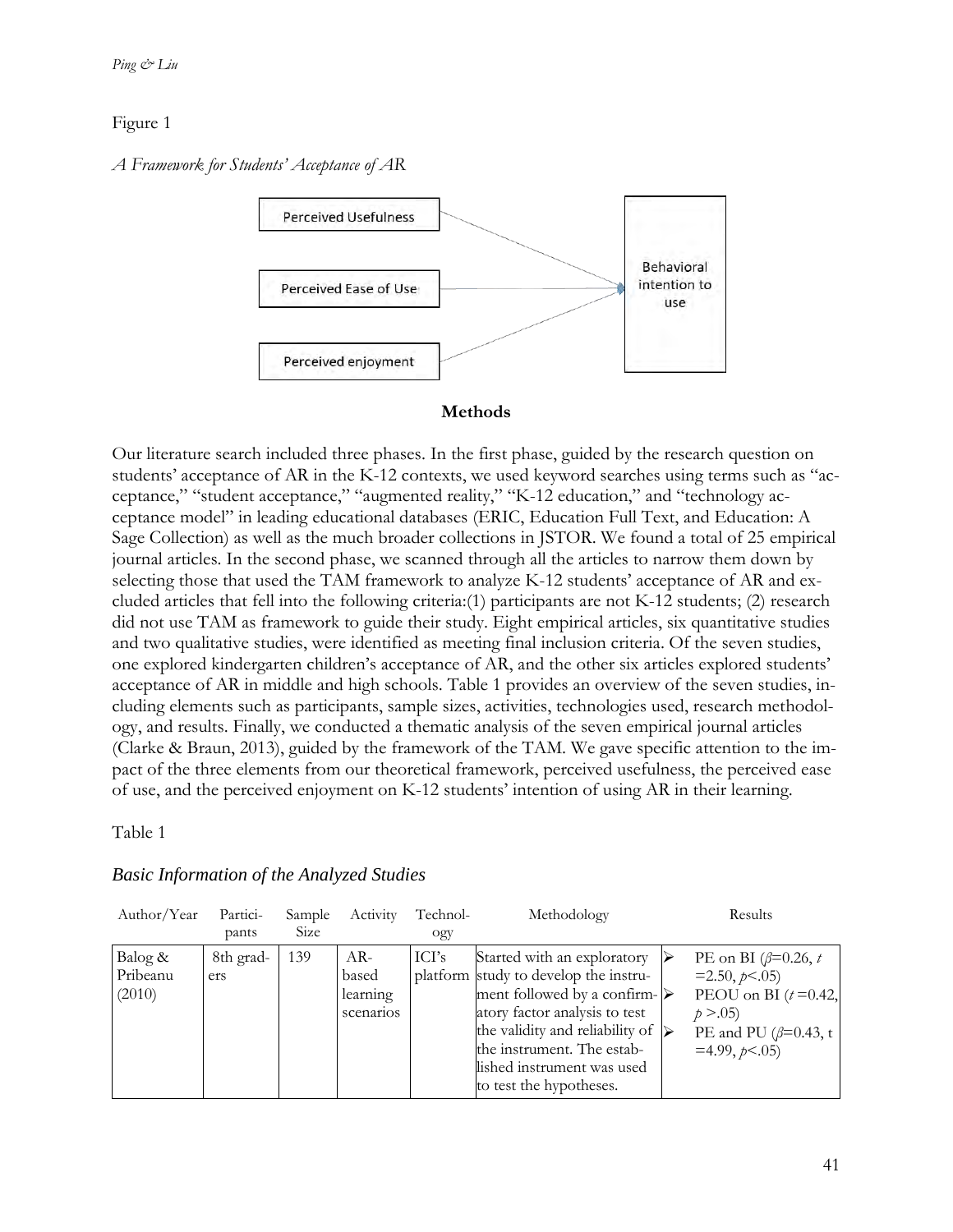Figure 1

*A Framework for Students' Acceptance of AR*

Perceived Usefulness

Perceived Ease of Use

Perceived enjoyment

Behavioral intention to use

## Methods

Our literature search included three phases. In the first phase, guided by the research question on students' acceptance of AR in the K-12 contexts, we used keyword searches using terms such as "acceptance," "student acceptance," "augmented reality," "K-12 education," and "technology acceptance model" in leading educational databases (ERIC, Education Full Text, and Education: A Sage Collection) as well as the much broader collections in JSTOR. We found a total of 25 empirical journal articles. In the second phase, we scanned through all the articles to narrow them down by selecting those that used the TAM framework to analyze K-12 students' acceptance of AR and excluded articles that fell into the following criteria:(1) participants are not K-12 students; (2) research did not use TAM as framework to guide their study. Eight empirical articles, six quantitative studies and two qualitative studies, were identified as meeting final inclusion criteria. Of the seven studies, one explored kindergarten children's acceptance of AR, and the other six articles explored students' acceptance of AR in middle and high schools. Table 1 provides an overview of the seven studies, including elements such as participants, sample sizes, activities, technologies used, research methodology, and results. Finally, we conducted a thematic analysis of the seven empirical journal articles (Clarke & Braun, 2013), guided by the framework of the TAM. We gave specific attention to the impact of the three elements from our theoretical framework, perceived usefulness, the perceived ease of use, and the perceived enjoyment on K-12 students' intention of using AR in their learning.

Table 1

*Basic Information of the Analyzed Studies*

| Author/Year | Participants | Sample Size | Activity | Technology | Methodology | Results |
|---|---|---|---|---|---|---|
| Balog & Pribeanu (2010) | 8th graders | 139 | AR-based learning scenarios | ICI's platform | Started with an exploratory study to develop the instrument followed by a confirmatory factor analysis to test the validity and reliability of the instrument. The established instrument was used to test the hypotheses. | ➢ PE on BI ($\beta$=0.26, $t$ =2.50, $p$<.05)<br>➢ PEOU on BI ($t$ =0.42, $p$ >.05)<br>➢ PE and PU ($\beta$=0.43, t =4.99, $p$<.05) |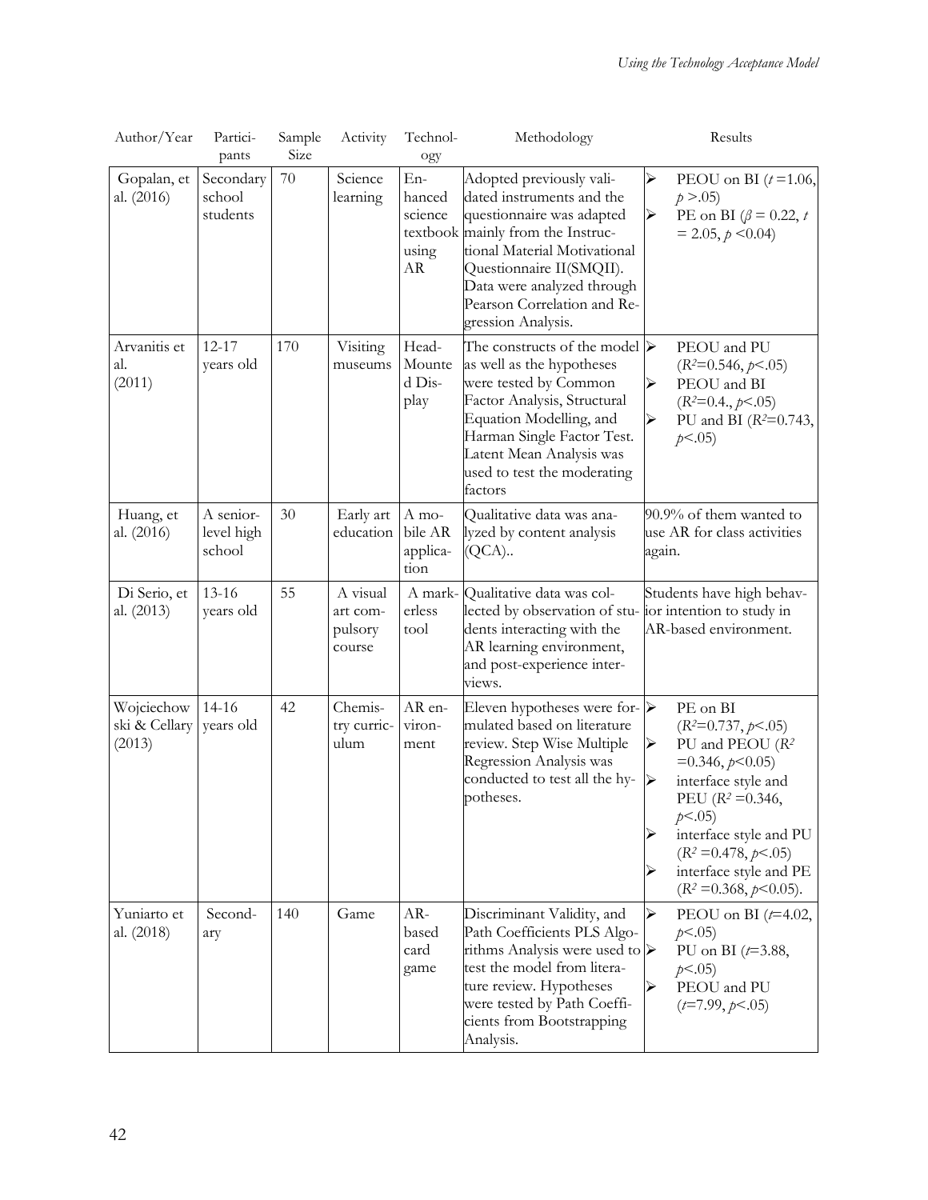| Author/Year | Participants | Sample Size | Activity | Technology | Methodology | Results |
|---|---|---|---|---|---|---|
| Gopalan, et al. (2016) | Secondary school students | 70 | Science learning | Enhanced science textbook using AR | Adopted previously validated instruments and the questionnaire was adapted mainly from the Instructional Material Motivational Questionnaire II(SMQII). Data were analyzed through Pearson Correlation and Regression Analysis. | ➢ PEOU on BI ($t$ =1.06, $p$ >.05)<br>➢ PE on BI ($\beta$ = 0.22, $t$ = 2.05, $p$ <0.04) |
| Arvanitis et al. (2011) | 12-17 years old | 170 | Visiting museums | Head-Mounted Display | The constructs of the model as well as the hypotheses were tested by Common Factor Analysis, Structural Equation Modelling, and Harman Single Factor Test. Latent Mean Analysis was used to test the moderating factors | ➢ PEOU and PU ($R^2$=0.546, $p$<.05)<br>➢ PEOU and BI ($R^2$=0.4., $p$<.05)<br>➢ PU and BI ($R^2$=0.743, $p$<.05) |
| Huang, et al. (2016) | A senior-level high school | 30 | Early art education | A mobile AR application | Qualitative data was analyzed by content analysis (QCA).. | 90.9% of them wanted to use AR for class activities again. |
| Di Serio, et al. (2013) | 13-16 years old | 55 | A visual art compulsory course | A markerless tool | Qualitative data was collected by observation of students interacting with the AR learning environment, and post-experience interviews. | Students have high behavior intention to study in AR-based environment. |
| Wojciechowski & Cellary (2013) | 14-16 years old | 42 | Chemistry curriculum | AR environment | Eleven hypotheses were formulated based on literature review. Step Wise Multiple Regression Analysis was conducted to test all the hypotheses. | ➢ PE on BI ($R^2$=0.737, $p$<.05)<br>➢ PU and PEOU ($R^2$ =0.346, $p$<0.05)<br>➢ interface style and PEU ($R^2$ =0.346, $p$<.05)<br>➢ interface style and PU ($R^2$ =0.478, $p$<.05)<br>➢ interface style and PE ($R^2$ =0.368, $p$<0.05). |
| Yuniarto et al. (2018) | Secondary | 140 | Game | AR-based card game | Discriminant Validity, and Path Coefficients PLS Algorithms Analysis were used to test the model from literature review. Hypotheses were tested by Path Coefficients from Bootstrapping Analysis. | ➢ PEOU on BI ($t$=4.02, $p$<.05)<br>➢ PU on BI ($t$=3.88, $p$<.05)<br>➢ PEOU and PU ($t$=7.99, $p$<.05) |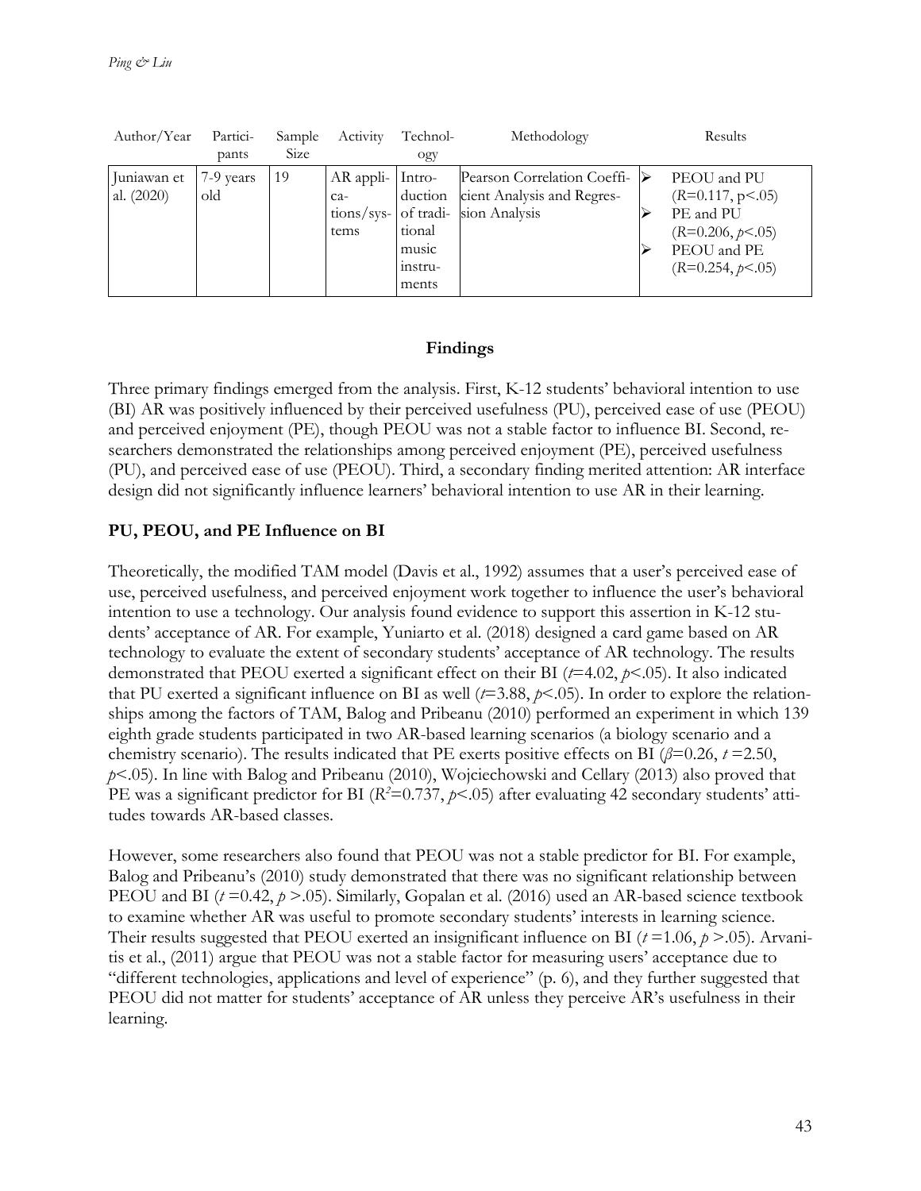| Author/Year | Partici-pants | Sample Size | Activity | Technol-ogy | Methodology | Results |
|---|---|---|---|---|---|---|
| Juniawan et al. (2020) | 7-9 years old | 19 | AR applica-tions/sys-tems | Intro-duction of tradi-tional music instru-ments | Pearson Correlation Coefficient Analysis and Regression Analysis | ➢ PEOU and PU ($R$=0.117, $p$<.05) ➢ PE and PU ($R$=0.206, $p$<.05) ➢ PEOU and PE ($R$=0.254, $p$<.05) |

## Findings

Three primary findings emerged from the analysis. First, K-12 students' behavioral intention to use (BI) AR was positively influenced by their perceived usefulness (PU), perceived ease of use (PEOU) and perceived enjoyment (PE), though PEOU was not a stable factor to influence BI. Second, researchers demonstrated the relationships among perceived enjoyment (PE), perceived usefulness (PU), and perceived ease of use (PEOU). Third, a secondary finding merited attention: AR interface design did not significantly influence learners' behavioral intention to use AR in their learning.

### PU, PEOU, and PE Influence on BI

Theoretically, the modified TAM model (Davis et al., 1992) assumes that a user's perceived ease of use, perceived usefulness, and perceived enjoyment work together to influence the user's behavioral intention to use a technology. Our analysis found evidence to support this assertion in K-12 students' acceptance of AR. For example, Yuniarto et al. (2018) designed a card game based on AR technology to evaluate the extent of secondary students' acceptance of AR technology. The results demonstrated that PEOU exerted a significant effect on their BI ($t$=4.02, $p$<.05). It also indicated that PU exerted a significant influence on BI as well ($t$=3.88, $p$<.05). In order to explore the relationships among the factors of TAM, Balog and Pribeanu (2010) performed an experiment in which 139 eighth grade students participated in two AR-based learning scenarios (a biology scenario and a chemistry scenario). The results indicated that PE exerts positive effects on BI ($\beta$=0.26, $t$ =2.50, $p$<.05). In line with Balog and Pribeanu (2010), Wojciechowski and Cellary (2013) also proved that PE was a significant predictor for BI ($R^2$=0.737, $p$<.05) after evaluating 42 secondary students' attitudes towards AR-based classes.

However, some researchers also found that PEOU was not a stable predictor for BI. For example, Balog and Pribeanu's (2010) study demonstrated that there was no significant relationship between PEOU and BI ($t$ =0.42, $p$ >.05). Similarly, Gopalan et al. (2016) used an AR-based science textbook to examine whether AR was useful to promote secondary students' interests in learning science. Their results suggested that PEOU exerted an insignificant influence on BI ($t$ =1.06, $p$ >.05). Arvanitis et al., (2011) argue that PEOU was not a stable factor for measuring users' acceptance due to "different technologies, applications and level of experience" (p. 6), and they further suggested that PEOU did not matter for students' acceptance of AR unless they perceive AR's usefulness in their learning.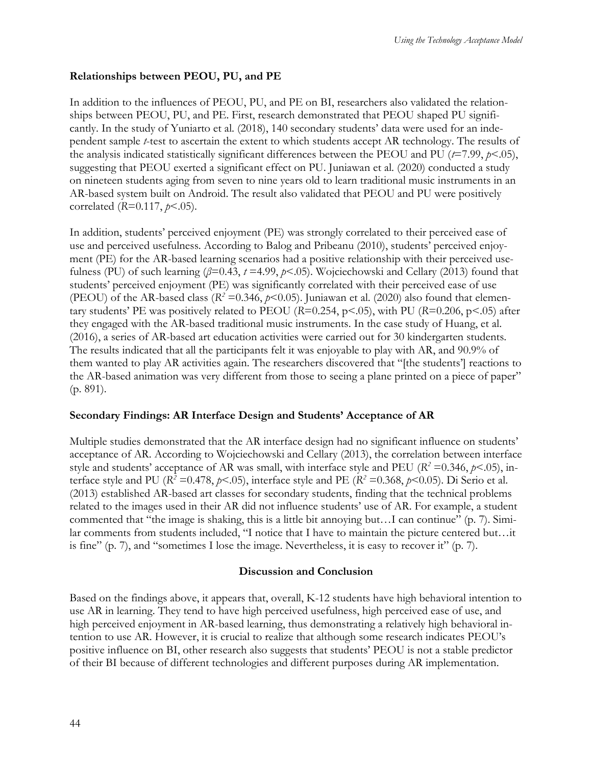### Relationships between PEOU, PU, and PE

In addition to the influences of PEOU, PU, and PE on BI, researchers also validated the relationships between PEOU, PU, and PE. First, research demonstrated that PEOU shaped PU significantly. In the study of Yuniarto et al. (2018), 140 secondary students' data were used for an independent sample *t*-test to ascertain the extent to which students accept AR technology. The results of the analysis indicated statistically significant differences between the PEOU and PU ($t$=7.99, $p$<.05), suggesting that PEOU exerted a significant effect on PU. Juniawan et al. (2020) conducted a study on nineteen students aging from seven to nine years old to learn traditional music instruments in an AR-based system built on Android. The result also validated that PEOU and PU were positively correlated ($R$=0.117, $p$<.05).

In addition, students' perceived enjoyment (PE) was strongly correlated to their perceived ease of use and perceived usefulness. According to Balog and Pribeanu (2010), students' perceived enjoyment (PE) for the AR-based learning scenarios had a positive relationship with their perceived usefulness (PU) of such learning ($\beta$=0.43, $t$ =4.99, $p$<.05). Wojciechowski and Cellary (2013) found that students' perceived enjoyment (PE) was significantly correlated with their perceived ease of use (PEOU) of the AR-based class ($R^2$ =0.346, $p$<0.05). Juniawan et al. (2020) also found that elementary students' PE was positively related to PEOU ($R$=0.254, p<.05), with PU ($R$=0.206, p<.05) after they engaged with the AR-based traditional music instruments. In the case study of Huang, et al. (2016), a series of AR-based art education activities were carried out for 30 kindergarten students. The results indicated that all the participants felt it was enjoyable to play with AR, and 90.9% of them wanted to play AR activities again. The researchers discovered that "[the students'] reactions to the AR-based animation was very different from those to seeing a plane printed on a piece of paper" (p. 891).

### Secondary Findings: AR Interface Design and Students' Acceptance of AR

Multiple studies demonstrated that the AR interface design had no significant influence on students' acceptance of AR. According to Wojciechowski and Cellary (2013), the correlation between interface style and students' acceptance of AR was small, with interface style and PEU ($R^2$ =0.346, $p$<.05), interface style and PU ($R^2$ =0.478, $p$<.05), interface style and PE ($R^2$ =0.368, $p$<0.05). Di Serio et al. (2013) established AR-based art classes for secondary students, finding that the technical problems related to the images used in their AR did not influence students' use of AR. For example, a student commented that "the image is shaking, this is a little bit annoying but…I can continue" (p. 7). Similar comments from students included, "I notice that I have to maintain the picture centered but…it is fine" (p. 7), and "sometimes I lose the image. Nevertheless, it is easy to recover it" (p. 7).

## Discussion and Conclusion

Based on the findings above, it appears that, overall, K-12 students have high behavioral intention to use AR in learning. They tend to have high perceived usefulness, high perceived ease of use, and high perceived enjoyment in AR-based learning, thus demonstrating a relatively high behavioral intention to use AR. However, it is crucial to realize that although some research indicates PEOU's positive influence on BI, other research also suggests that students' PEOU is not a stable predictor of their BI because of different technologies and different purposes during AR implementation.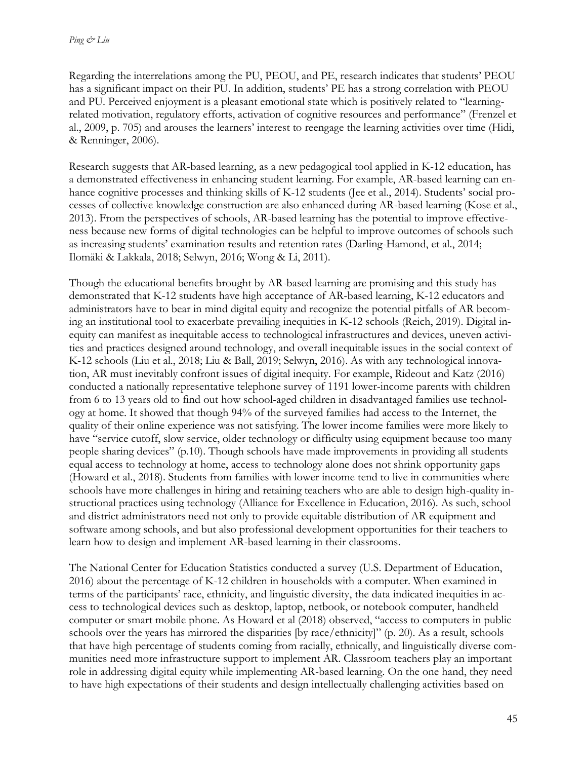Regarding the interrelations among the PU, PEOU, and PE, research indicates that students' PEOU has a significant impact on their PU. In addition, students' PE has a strong correlation with PEOU and PU. Perceived enjoyment is a pleasant emotional state which is positively related to "learning-related motivation, regulatory efforts, activation of cognitive resources and performance" (Frenzel et al., 2009, p. 705) and arouses the learners' interest to reengage the learning activities over time (Hidi, & Renninger, 2006).

Research suggests that AR-based learning, as a new pedagogical tool applied in K-12 education, has a demonstrated effectiveness in enhancing student learning. For example, AR-based learning can enhance cognitive processes and thinking skills of K-12 students (Jee et al., 2014). Students' social processes of collective knowledge construction are also enhanced during AR-based learning (Kose et al., 2013). From the perspectives of schools, AR-based learning has the potential to improve effectiveness because new forms of digital technologies can be helpful to improve outcomes of schools such as increasing students' examination results and retention rates (Darling-Hamond, et al., 2014; Ilomäki & Lakkala, 2018; Selwyn, 2016; Wong & Li, 2011).

Though the educational benefits brought by AR-based learning are promising and this study has demonstrated that K-12 students have high acceptance of AR-based learning, K-12 educators and administrators have to bear in mind digital equity and recognize the potential pitfalls of AR becoming an institutional tool to exacerbate prevailing inequities in K-12 schools (Reich, 2019). Digital inequity can manifest as inequitable access to technological infrastructures and devices, uneven activities and practices designed around technology, and overall inequitable issues in the social context of K-12 schools (Liu et al., 2018; Liu & Ball, 2019; Selwyn, 2016). As with any technological innovation, AR must inevitably confront issues of digital inequity. For example, Rideout and Katz (2016) conducted a nationally representative telephone survey of 1191 lower-income parents with children from 6 to 13 years old to find out how school-aged children in disadvantaged families use technology at home. It showed that though 94% of the surveyed families had access to the Internet, the quality of their online experience was not satisfying. The lower income families were more likely to have "service cutoff, slow service, older technology or difficulty using equipment because too many people sharing devices" (p.10). Though schools have made improvements in providing all students equal access to technology at home, access to technology alone does not shrink opportunity gaps (Howard et al., 2018). Students from families with lower income tend to live in communities where schools have more challenges in hiring and retaining teachers who are able to design high-quality instructional practices using technology (Alliance for Excellence in Education, 2016). As such, school and district administrators need not only to provide equitable distribution of AR equipment and software among schools, and but also professional development opportunities for their teachers to learn how to design and implement AR-based learning in their classrooms.

The National Center for Education Statistics conducted a survey (U.S. Department of Education, 2016) about the percentage of K-12 children in households with a computer. When examined in terms of the participants' race, ethnicity, and linguistic diversity, the data indicated inequities in access to technological devices such as desktop, laptop, netbook, or notebook computer, handheld computer or smart mobile phone. As Howard et al (2018) observed, "access to computers in public schools over the years has mirrored the disparities [by race/ethnicity]" (p. 20). As a result, schools that have high percentage of students coming from racially, ethnically, and linguistically diverse communities need more infrastructure support to implement AR. Classroom teachers play an important role in addressing digital equity while implementing AR-based learning. On the one hand, they need to have high expectations of their students and design intellectually challenging activities based on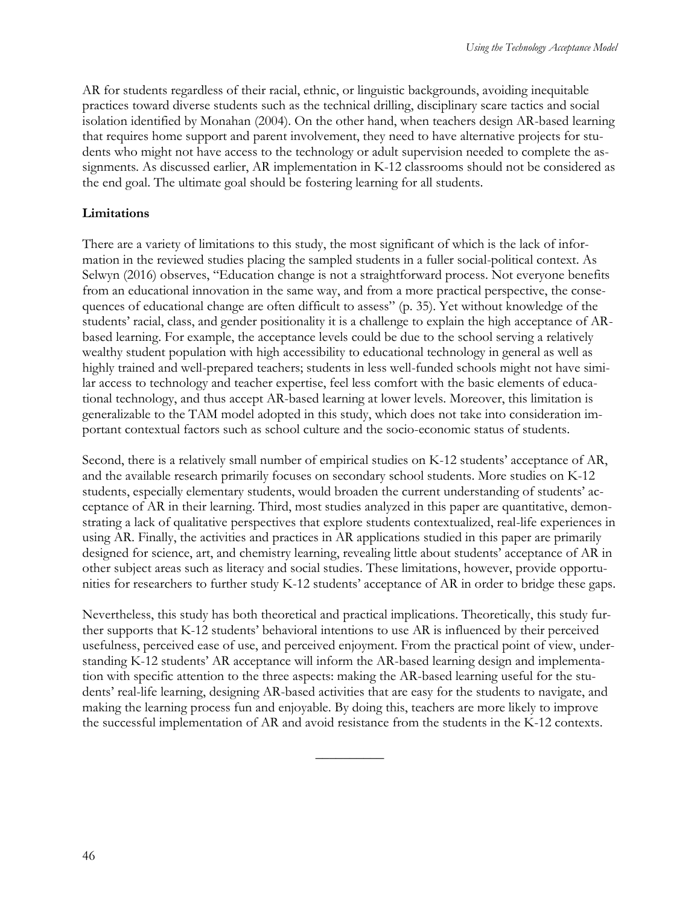AR for students regardless of their racial, ethnic, or linguistic backgrounds, avoiding inequitable practices toward diverse students such as the technical drilling, disciplinary scare tactics and social isolation identified by Monahan (2004). On the other hand, when teachers design AR-based learning that requires home support and parent involvement, they need to have alternative projects for students who might not have access to the technology or adult supervision needed to complete the assignments. As discussed earlier, AR implementation in K-12 classrooms should not be considered as the end goal. The ultimate goal should be fostering learning for all students.

### Limitations

There are a variety of limitations to this study, the most significant of which is the lack of information in the reviewed studies placing the sampled students in a fuller social-political context. As Selwyn (2016) observes, "Education change is not a straightforward process. Not everyone benefits from an educational innovation in the same way, and from a more practical perspective, the consequences of educational change are often difficult to assess" (p. 35). Yet without knowledge of the students' racial, class, and gender positionality it is a challenge to explain the high acceptance of AR-based learning. For example, the acceptance levels could be due to the school serving a relatively wealthy student population with high accessibility to educational technology in general as well as highly trained and well-prepared teachers; students in less well-funded schools might not have similar access to technology and teacher expertise, feel less comfort with the basic elements of educational technology, and thus accept AR-based learning at lower levels. Moreover, this limitation is generalizable to the TAM model adopted in this study, which does not take into consideration important contextual factors such as school culture and the socio-economic status of students.

Second, there is a relatively small number of empirical studies on K-12 students' acceptance of AR, and the available research primarily focuses on secondary school students. More studies on K-12 students, especially elementary students, would broaden the current understanding of students' acceptance of AR in their learning. Third, most studies analyzed in this paper are quantitative, demonstrating a lack of qualitative perspectives that explore students contextualized, real-life experiences in using AR. Finally, the activities and practices in AR applications studied in this paper are primarily designed for science, art, and chemistry learning, revealing little about students' acceptance of AR in other subject areas such as literacy and social studies. These limitations, however, provide opportunities for researchers to further study K-12 students' acceptance of AR in order to bridge these gaps.

Nevertheless, this study has both theoretical and practical implications. Theoretically, this study further supports that K-12 students' behavioral intentions to use AR is influenced by their perceived usefulness, perceived ease of use, and perceived enjoyment. From the practical point of view, understanding K-12 students' AR acceptance will inform the AR-based learning design and implementation with specific attention to the three aspects: making the AR-based learning useful for the students' real-life learning, designing AR-based activities that are easy for the students to navigate, and making the learning process fun and enjoyable. By doing this, teachers are more likely to improve the successful implementation of AR and avoid resistance from the students in the K-12 contexts.

---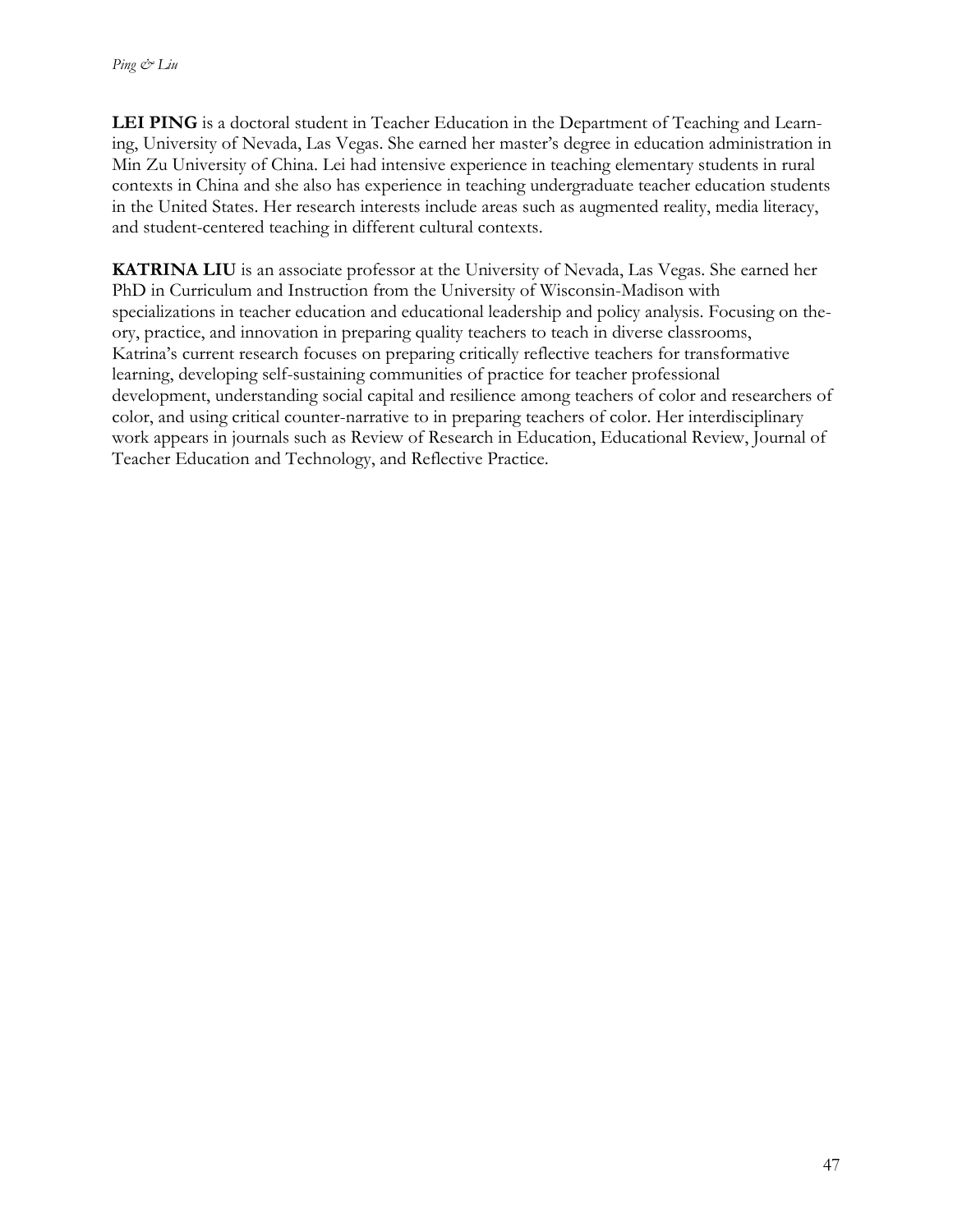**LEI PING** is a doctoral student in Teacher Education in the Department of Teaching and Learning, University of Nevada, Las Vegas. She earned her master's degree in education administration in Min Zu University of China. Lei had intensive experience in teaching elementary students in rural contexts in China and she also has experience in teaching undergraduate teacher education students in the United States. Her research interests include areas such as augmented reality, media literacy, and student-centered teaching in different cultural contexts.

**KATRINA LIU** is an associate professor at the University of Nevada, Las Vegas. She earned her PhD in Curriculum and Instruction from the University of Wisconsin-Madison with specializations in teacher education and educational leadership and policy analysis. Focusing on theory, practice, and innovation in preparing quality teachers to teach in diverse classrooms, Katrina's current research focuses on preparing critically reflective teachers for transformative learning, developing self-sustaining communities of practice for teacher professional development, understanding social capital and resilience among teachers of color and researchers of color, and using critical counter-narrative to in preparing teachers of color. Her interdisciplinary work appears in journals such as Review of Research in Education, Educational Review, Journal of Teacher Education and Technology, and Reflective Practice.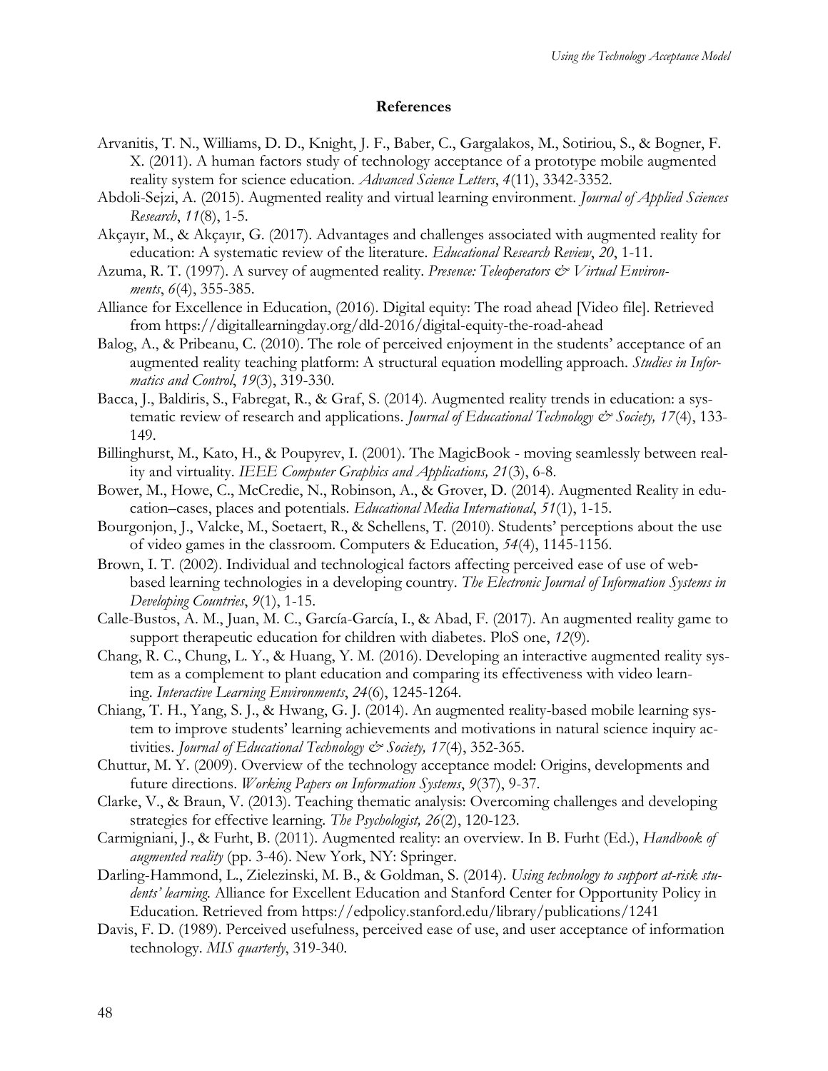## References

Arvanitis, T. N., Williams, D. D., Knight, J. F., Baber, C., Gargalakos, M., Sotiriou, S., & Bogner, F. X. (2011). A human factors study of technology acceptance of a prototype mobile augmented reality system for science education. *Advanced Science Letters*, *4*(11), 3342-3352.

Abdoli-Sejzi, A. (2015). Augmented reality and virtual learning environment. *Journal of Applied Sciences Research*, *11*(8), 1-5.

Akçayır, M., & Akçayır, G. (2017). Advantages and challenges associated with augmented reality for education: A systematic review of the literature. *Educational Research Review*, *20*, 1-11.

Azuma, R. T. (1997). A survey of augmented reality. *Presence: Teleoperators & Virtual Environments*, *6*(4), 355-385.

Alliance for Excellence in Education, (2016). Digital equity: The road ahead [Video file]. Retrieved from https://digitallearningday.org/dld-2016/digital-equity-the-road-ahead

Balog, A., & Pribeanu, C. (2010). The role of perceived enjoyment in the students' acceptance of an augmented reality teaching platform: A structural equation modelling approach. *Studies in Informatics and Control*, *19*(3), 319-330.

Bacca, J., Baldiris, S., Fabregat, R., & Graf, S. (2014). Augmented reality trends in education: a systematic review of research and applications. *Journal of Educational Technology & Society, 17*(4), 133-149.

Billinghurst, M., Kato, H., & Poupyrev, I. (2001). The MagicBook - moving seamlessly between reality and virtuality. *IEEE Computer Graphics and Applications, 21*(3), 6-8.

Bower, M., Howe, C., McCredie, N., Robinson, A., & Grover, D. (2014). Augmented Reality in education–cases, places and potentials. *Educational Media International*, *51*(1), 1-15.

Bourgonjon, J., Valcke, M., Soetaert, R., & Schellens, T. (2010). Students' perceptions about the use of video games in the classroom. Computers & Education, *54*(4), 1145-1156.

Brown, I. T. (2002). Individual and technological factors affecting perceived ease of use of web-based learning technologies in a developing country. *The Electronic Journal of Information Systems in Developing Countries*, *9*(1), 1-15.

Calle-Bustos, A. M., Juan, M. C., García-García, I., & Abad, F. (2017). An augmented reality game to support therapeutic education for children with diabetes. PloS one, *12*(9).

Chang, R. C., Chung, L. Y., & Huang, Y. M. (2016). Developing an interactive augmented reality system as a complement to plant education and comparing its effectiveness with video learning. *Interactive Learning Environments*, *24*(6), 1245-1264.

Chiang, T. H., Yang, S. J., & Hwang, G. J. (2014). An augmented reality-based mobile learning system to improve students' learning achievements and motivations in natural science inquiry activities. *Journal of Educational Technology & Society, 17*(4), 352-365.

Chuttur, M. Y. (2009). Overview of the technology acceptance model: Origins, developments and future directions. *Working Papers on Information Systems*, *9*(37), 9-37.

Clarke, V., & Braun, V. (2013). Teaching thematic analysis: Overcoming challenges and developing strategies for effective learning. *The Psychologist, 26*(2), 120-123.

Carmigniani, J., & Furht, B. (2011). Augmented reality: an overview. In B. Furht (Ed.), *Handbook of augmented reality* (pp. 3-46). New York, NY: Springer.

Darling-Hammond, L., Zielezinski, M. B., & Goldman, S. (2014). *Using technology to support at-risk students' learning.* Alliance for Excellent Education and Stanford Center for Opportunity Policy in Education. Retrieved from https://edpolicy.stanford.edu/library/publications/1241

Davis, F. D. (1989). Perceived usefulness, perceived ease of use, and user acceptance of information technology. *MIS quarterly*, 319-340.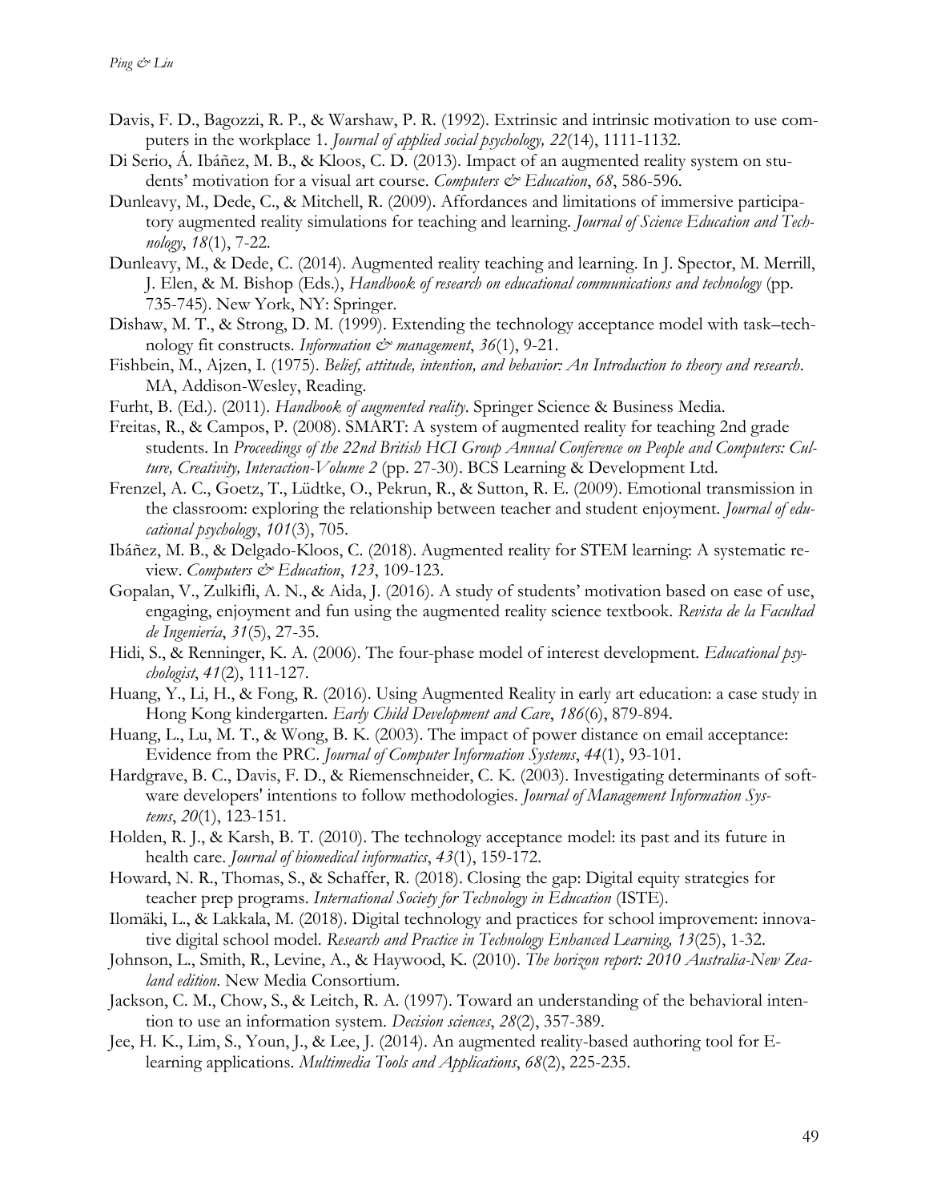Davis, F. D., Bagozzi, R. P., & Warshaw, P. R. (1992). Extrinsic and intrinsic motivation to use computers in the workplace 1. *Journal of applied social psychology, 22*(14), 1111-1132.

Di Serio, Á. Ibáñez, M. B., & Kloos, C. D. (2013). Impact of an augmented reality system on students' motivation for a visual art course. *Computers & Education*, *68*, 586-596.

Dunleavy, M., Dede, C., & Mitchell, R. (2009). Affordances and limitations of immersive participatory augmented reality simulations for teaching and learning. *Journal of Science Education and Technology*, *18*(1), 7-22.

Dunleavy, M., & Dede, C. (2014). Augmented reality teaching and learning. In J. Spector, M. Merrill, J. Elen, & M. Bishop (Eds.), *Handbook of research on educational communications and technology* (pp. 735-745). New York, NY: Springer.

Dishaw, M. T., & Strong, D. M. (1999). Extending the technology acceptance model with task–technology fit constructs. *Information & management*, *36*(1), 9-21.

Fishbein, M., Ajzen, I. (1975). *Belief, attitude, intention, and behavior: An Introduction to theory and research*. MA, Addison-Wesley, Reading.

Furht, B. (Ed.). (2011). *Handbook of augmented reality*. Springer Science & Business Media.

Freitas, R., & Campos, P. (2008). SMART: A system of augmented reality for teaching 2nd grade students. In *Proceedings of the 22nd British HCI Group Annual Conference on People and Computers: Culture, Creativity, Interaction-Volume 2* (pp. 27-30). BCS Learning & Development Ltd.

Frenzel, A. C., Goetz, T., Lüdtke, O., Pekrun, R., & Sutton, R. E. (2009). Emotional transmission in the classroom: exploring the relationship between teacher and student enjoyment. *Journal of educational psychology*, *101*(3), 705.

Ibáñez, M. B., & Delgado-Kloos, C. (2018). Augmented reality for STEM learning: A systematic review. *Computers & Education*, *123*, 109-123.

Gopalan, V., Zulkifli, A. N., & Aida, J. (2016). A study of students' motivation based on ease of use, engaging, enjoyment and fun using the augmented reality science textbook. *Revista de la Facultad de Ingeniería*, *31*(5), 27-35.

Hidi, S., & Renninger, K. A. (2006). The four-phase model of interest development. *Educational psychologist*, *41*(2), 111-127.

Huang, Y., Li, H., & Fong, R. (2016). Using Augmented Reality in early art education: a case study in Hong Kong kindergarten. *Early Child Development and Care*, *186*(6), 879-894.

Huang, L., Lu, M. T., & Wong, B. K. (2003). The impact of power distance on email acceptance: Evidence from the PRC. *Journal of Computer Information Systems*, *44*(1), 93-101.

Hardgrave, B. C., Davis, F. D., & Riemenschneider, C. K. (2003). Investigating determinants of software developers' intentions to follow methodologies. *Journal of Management Information Systems*, *20*(1), 123-151.

Holden, R. J., & Karsh, B. T. (2010). The technology acceptance model: its past and its future in health care. *Journal of biomedical informatics*, *43*(1), 159-172.

Howard, N. R., Thomas, S., & Schaffer, R. (2018). Closing the gap: Digital equity strategies for teacher prep programs. *International Society for Technology in Education* (ISTE).

Ilomäki, L., & Lakkala, M. (2018). Digital technology and practices for school improvement: innovative digital school model. *Research and Practice in Technology Enhanced Learning, 13*(25), 1-32.

Johnson, L., Smith, R., Levine, A., & Haywood, K. (2010). *The horizon report: 2010 Australia-New Zealand edition*. New Media Consortium.

Jackson, C. M., Chow, S., & Leitch, R. A. (1997). Toward an understanding of the behavioral intention to use an information system. *Decision sciences*, *28*(2), 357-389.

Jee, H. K., Lim, S., Youn, J., & Lee, J. (2014). An augmented reality-based authoring tool for E-learning applications. *Multimedia Tools and Applications*, *68*(2), 225-235.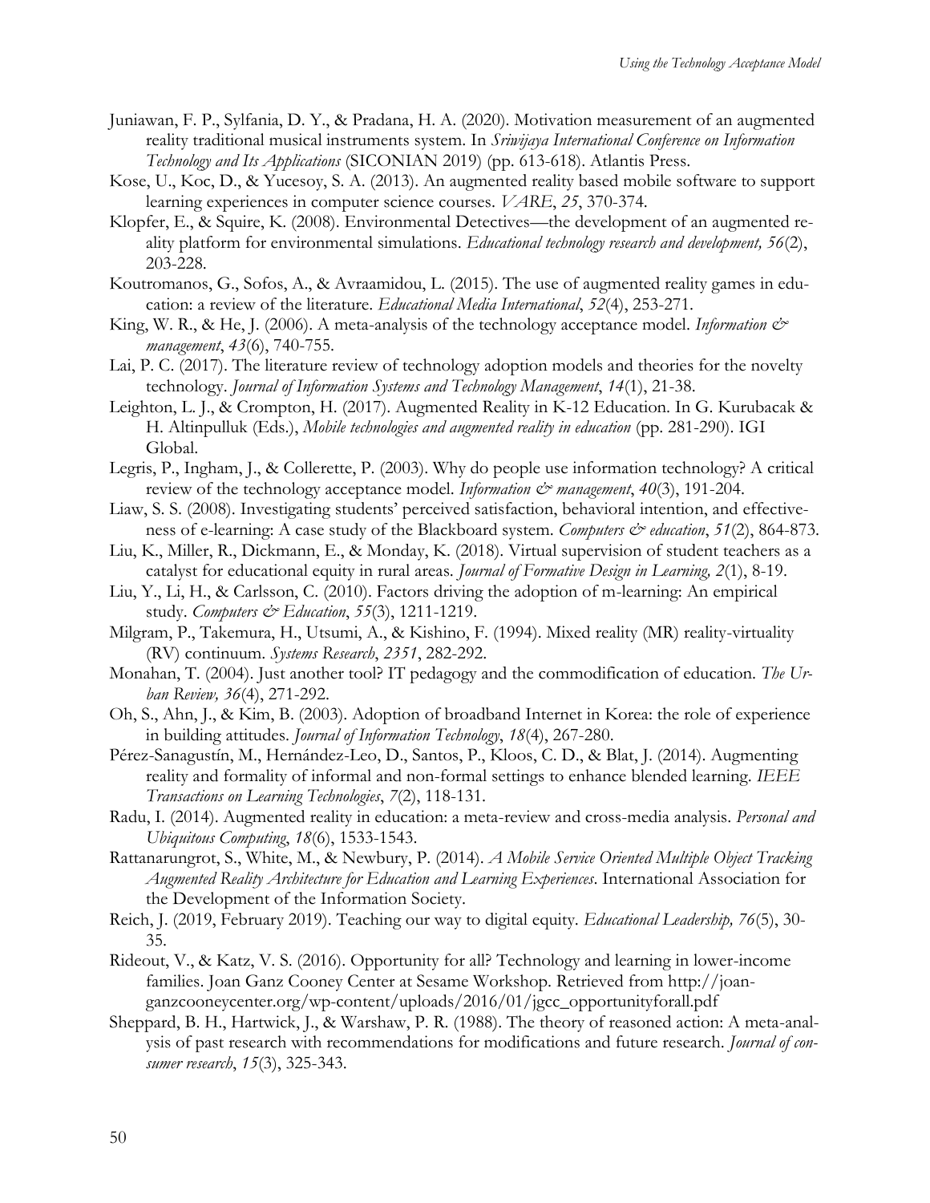Juniawan, F. P., Sylfania, D. Y., & Pradana, H. A. (2020). Motivation measurement of an augmented reality traditional musical instruments system. In *Sriwijaya International Conference on Information Technology and Its Applications* (SICONIAN 2019) (pp. 613-618). Atlantis Press.

Kose, U., Koc, D., & Yucesoy, S. A. (2013). An augmented reality based mobile software to support learning experiences in computer science courses. *VARE*, *25*, 370-374.

Klopfer, E., & Squire, K. (2008). Environmental Detectives—the development of an augmented reality platform for environmental simulations. *Educational technology research and development, 56*(2), 203-228.

Koutromanos, G., Sofos, A., & Avraamidou, L. (2015). The use of augmented reality games in education: a review of the literature. *Educational Media International*, *52*(4), 253-271.

King, W. R., & He, J. (2006). A meta-analysis of the technology acceptance model. *Information & management*, *43*(6), 740-755.

Lai, P. C. (2017). The literature review of technology adoption models and theories for the novelty technology. *Journal of Information Systems and Technology Management*, *14*(1), 21-38.

Leighton, L. J., & Crompton, H. (2017). Augmented Reality in K-12 Education. In G. Kurubacak & H. Altinpulluk (Eds.), *Mobile technologies and augmented reality in education* (pp. 281-290). IGI Global.

Legris, P., Ingham, J., & Collerette, P. (2003). Why do people use information technology? A critical review of the technology acceptance model. *Information & management*, *40*(3), 191-204.

Liaw, S. S. (2008). Investigating students' perceived satisfaction, behavioral intention, and effectiveness of e-learning: A case study of the Blackboard system. *Computers & education*, *51*(2), 864-873.

Liu, K., Miller, R., Dickmann, E., & Monday, K. (2018). Virtual supervision of student teachers as a catalyst for educational equity in rural areas. *Journal of Formative Design in Learning, 2*(1), 8-19.

Liu, Y., Li, H., & Carlsson, C. (2010). Factors driving the adoption of m-learning: An empirical study. *Computers & Education*, *55*(3), 1211-1219.

Milgram, P., Takemura, H., Utsumi, A., & Kishino, F. (1994). Mixed reality (MR) reality-virtuality (RV) continuum. *Systems Research*, *2351*, 282-292.

Monahan, T. (2004). Just another tool? IT pedagogy and the commodification of education. *The Urban Review, 36*(4), 271-292.

Oh, S., Ahn, J., & Kim, B. (2003). Adoption of broadband Internet in Korea: the role of experience in building attitudes. *Journal of Information Technology*, *18*(4), 267-280.

Pérez-Sanagustín, M., Hernández-Leo, D., Santos, P., Kloos, C. D., & Blat, J. (2014). Augmenting reality and formality of informal and non-formal settings to enhance blended learning. *IEEE Transactions on Learning Technologies*, *7*(2), 118-131.

Radu, I. (2014). Augmented reality in education: a meta-review and cross-media analysis. *Personal and Ubiquitous Computing*, *18*(6), 1533-1543.

Rattanarungrot, S., White, M., & Newbury, P. (2014). *A Mobile Service Oriented Multiple Object Tracking Augmented Reality Architecture for Education and Learning Experiences*. International Association for the Development of the Information Society.

Reich, J. (2019, February 2019). Teaching our way to digital equity. *Educational Leadership, 76*(5), 30-35.

Rideout, V., & Katz, V. S. (2016). Opportunity for all? Technology and learning in lower-income families. Joan Ganz Cooney Center at Sesame Workshop. Retrieved from http://joanganzcooneycenter.org/wp-content/uploads/2016/01/jgcc_opportunityforall.pdf

Sheppard, B. H., Hartwick, J., & Warshaw, P. R. (1988). The theory of reasoned action: A meta-analysis of past research with recommendations for modifications and future research. *Journal of consumer research*, *15*(3), 325-343.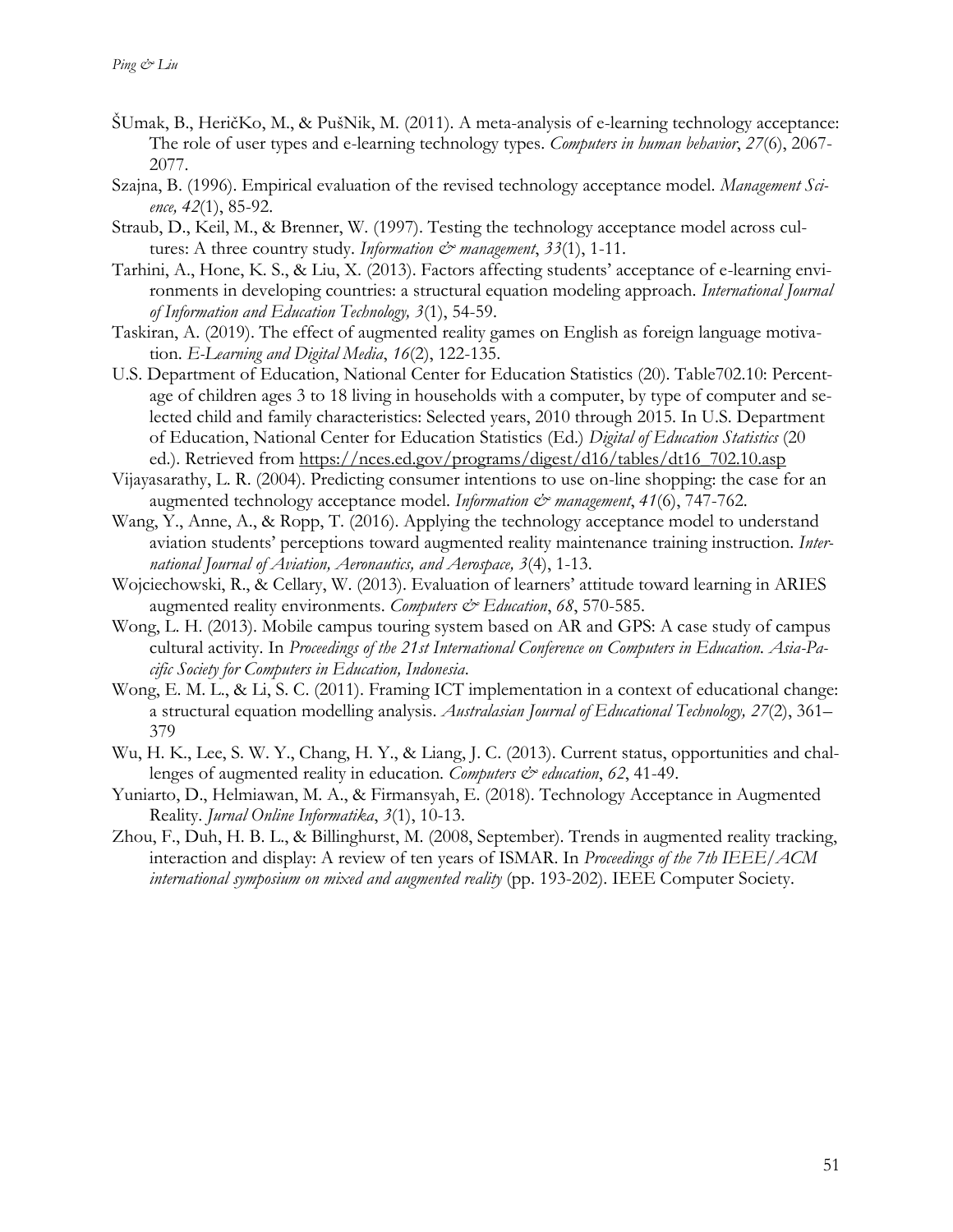ŠUmak, B., HeričKo, M., & PušNik, M. (2011). A meta-analysis of e-learning technology acceptance: The role of user types and e-learning technology types. *Computers in human behavior*, *27*(6), 2067-2077.

Szajna, B. (1996). Empirical evaluation of the revised technology acceptance model. *Management Science, 42*(1), 85-92.

Straub, D., Keil, M., & Brenner, W. (1997). Testing the technology acceptance model across cultures: A three country study. *Information & management*, *33*(1), 1-11.

Tarhini, A., Hone, K. S., & Liu, X. (2013). Factors affecting students' acceptance of e-learning environments in developing countries: a structural equation modeling approach. *International Journal of Information and Education Technology, 3*(1), 54-59.

Taskiran, A. (2019). The effect of augmented reality games on English as foreign language motivation. *E-Learning and Digital Media*, *16*(2), 122-135.

U.S. Department of Education, National Center for Education Statistics (20). Table702.10: Percentage of children ages 3 to 18 living in households with a computer, by type of computer and selected child and family characteristics: Selected years, 2010 through 2015. In U.S. Department of Education, National Center for Education Statistics (Ed.) *Digital of Education Statistics* (20 ed.). Retrieved from https://nces.ed.gov/programs/digest/d16/tables/dt16_702.10.asp

Vijayasarathy, L. R. (2004). Predicting consumer intentions to use on-line shopping: the case for an augmented technology acceptance model. *Information & management*, *41*(6), 747-762.

Wang, Y., Anne, A., & Ropp, T. (2016). Applying the technology acceptance model to understand aviation students' perceptions toward augmented reality maintenance training instruction. *International Journal of Aviation, Aeronautics, and Aerospace, 3*(4), 1-13.

Wojciechowski, R., & Cellary, W. (2013). Evaluation of learners' attitude toward learning in ARIES augmented reality environments. *Computers & Education*, *68*, 570-585.

Wong, L. H. (2013). Mobile campus touring system based on AR and GPS: A case study of campus cultural activity. In *Proceedings of the 21st International Conference on Computers in Education. Asia-Pacific Society for Computers in Education, Indonesia*.

Wong, E. M. L., & Li, S. C. (2011). Framing ICT implementation in a context of educational change: a structural equation modelling analysis. *Australasian Journal of Educational Technology, 27*(2), 361–379

Wu, H. K., Lee, S. W. Y., Chang, H. Y., & Liang, J. C. (2013). Current status, opportunities and challenges of augmented reality in education. *Computers & education*, *62*, 41-49.

Yuniarto, D., Helmiawan, M. A., & Firmansyah, E. (2018). Technology Acceptance in Augmented Reality. *Jurnal Online Informatika*, *3*(1), 10-13.

Zhou, F., Duh, H. B. L., & Billinghurst, M. (2008, September). Trends in augmented reality tracking, interaction and display: A review of ten years of ISMAR. In *Proceedings of the 7th IEEE/ACM international symposium on mixed and augmented reality* (pp. 193-202). IEEE Computer Society.